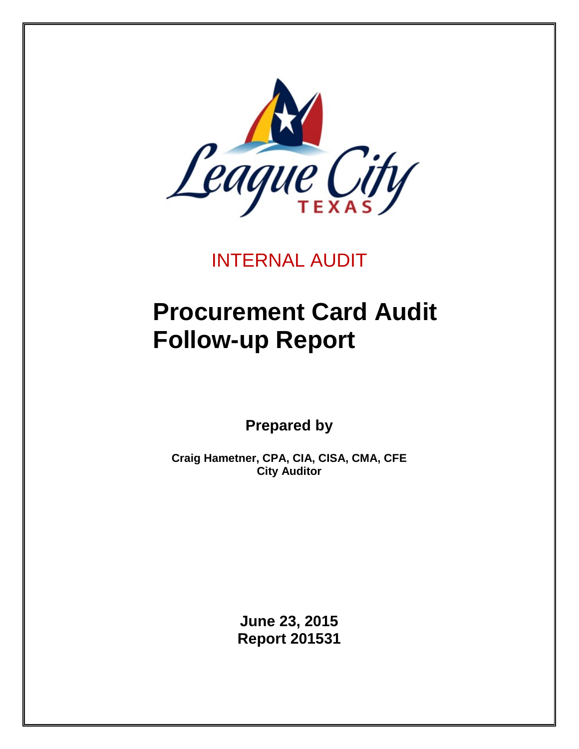League City TEXAS

INTERNAL AUDIT

# Procurement Card Audit Follow-up Report

**Prepared by**

**Craig Hametner, CPA, CIA, CISA, CMA, CFE**
**City Auditor**

**June 23, 2015**
**Report 201531**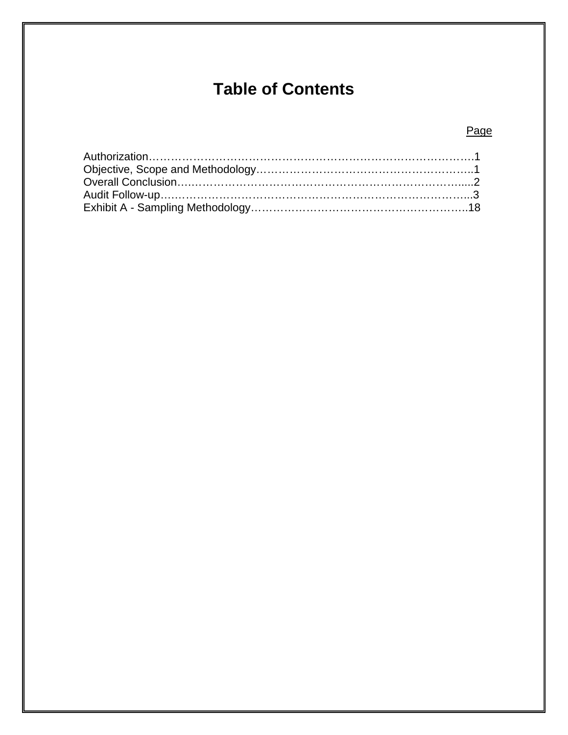# Table of Contents

| | Page |
|---|---|
| Authorization | 1 |
| Objective, Scope and Methodology | 1 |
| Overall Conclusion | 2 |
| Audit Follow-up | 3 |
| Exhibit A - Sampling Methodology | 18 |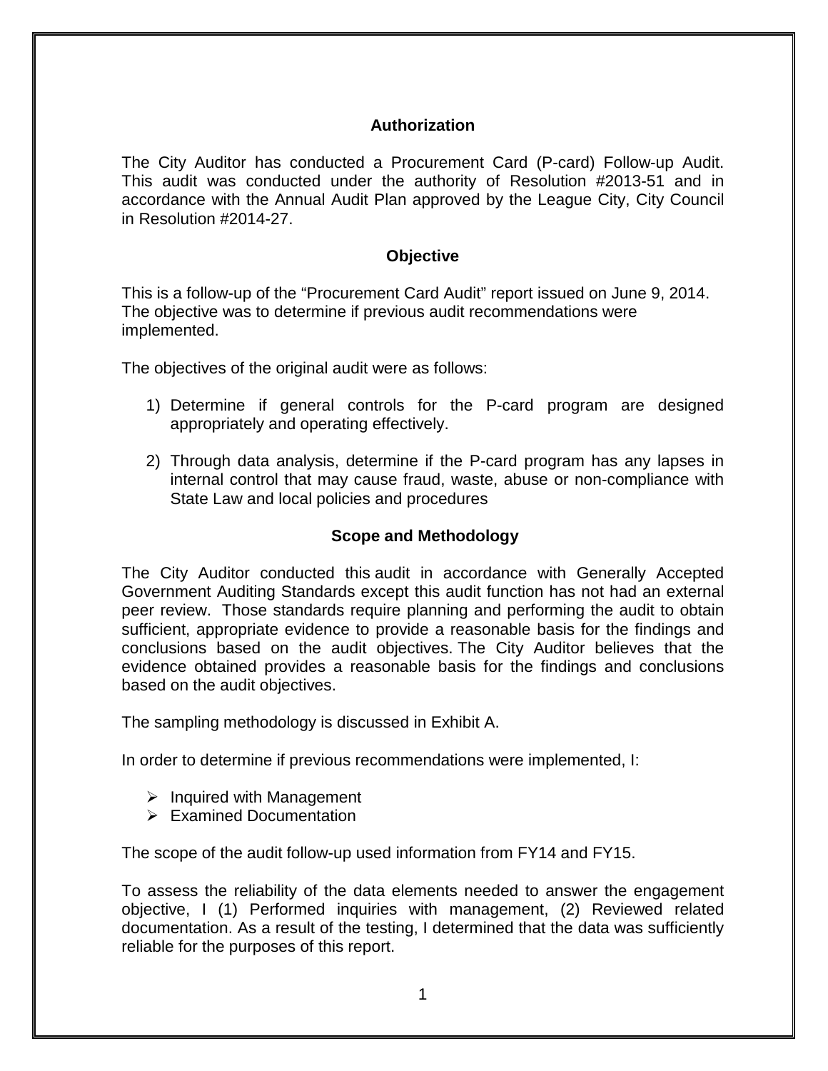## Authorization

The City Auditor has conducted a Procurement Card (P-card) Follow-up Audit. This audit was conducted under the authority of Resolution #2013-51 and in accordance with the Annual Audit Plan approved by the League City, City Council in Resolution #2014-27.

## Objective

This is a follow-up of the "Procurement Card Audit" report issued on June 9, 2014. The objective was to determine if previous audit recommendations were implemented.

The objectives of the original audit were as follows:

1) Determine if general controls for the P-card program are designed appropriately and operating effectively.
2) Through data analysis, determine if the P-card program has any lapses in internal control that may cause fraud, waste, abuse or non-compliance with State Law and local policies and procedures

## Scope and Methodology

The City Auditor conducted this audit in accordance with Generally Accepted Government Auditing Standards except this audit function has not had an external peer review. Those standards require planning and performing the audit to obtain sufficient, appropriate evidence to provide a reasonable basis for the findings and conclusions based on the audit objectives. The City Auditor believes that the evidence obtained provides a reasonable basis for the findings and conclusions based on the audit objectives.

The sampling methodology is discussed in Exhibit A.

In order to determine if previous recommendations were implemented, I:

- Inquired with Management
- Examined Documentation

The scope of the audit follow-up used information from FY14 and FY15.

To assess the reliability of the data elements needed to answer the engagement objective, I (1) Performed inquiries with management, (2) Reviewed related documentation. As a result of the testing, I determined that the data was sufficiently reliable for the purposes of this report.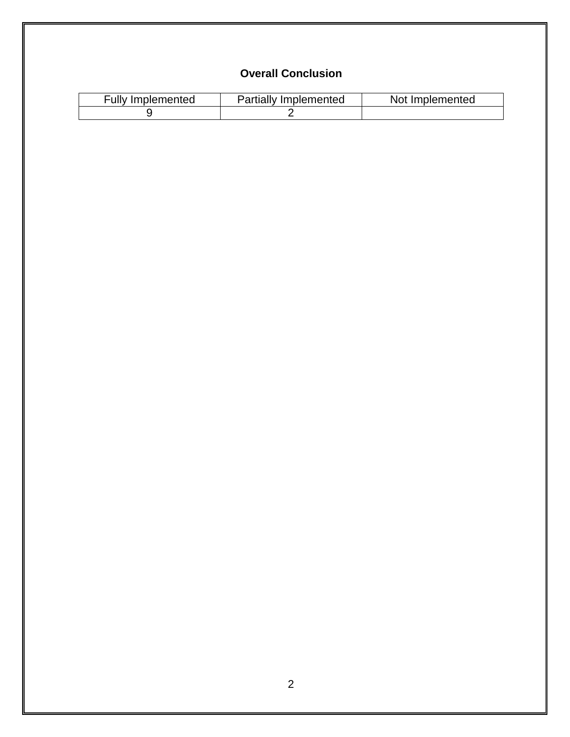## Overall Conclusion

| Fully Implemented | Partially Implemented | Not Implemented |
| --- | --- | --- |
| 9 | 2 | |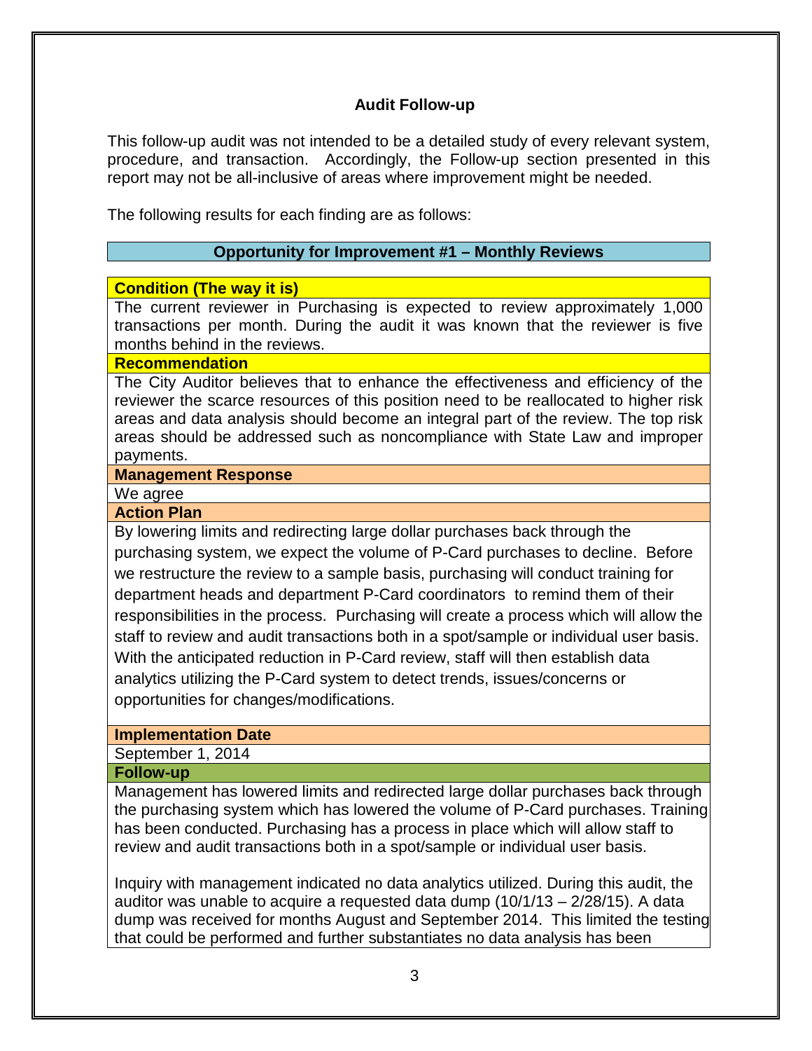## Audit Follow-up

This follow-up audit was not intended to be a detailed study of every relevant system, procedure, and transaction. Accordingly, the Follow-up section presented in this report may not be all-inclusive of areas where improvement might be needed.

The following results for each finding are as follows:

### Opportunity for Improvement #1 – Monthly Reviews

**Condition (The way it is)**

The current reviewer in Purchasing is expected to review approximately 1,000 transactions per month. During the audit it was known that the reviewer is five months behind in the reviews.

**Recommendation**

The City Auditor believes that to enhance the effectiveness and efficiency of the reviewer the scarce resources of this position need to be reallocated to higher risk areas and data analysis should become an integral part of the review. The top risk areas should be addressed such as noncompliance with State Law and improper payments.

**Management Response**

We agree

**Action Plan**

By lowering limits and redirecting large dollar purchases back through the purchasing system, we expect the volume of P-Card purchases to decline. Before we restructure the review to a sample basis, purchasing will conduct training for department heads and department P-Card coordinators to remind them of their responsibilities in the process. Purchasing will create a process which will allow the staff to review and audit transactions both in a spot/sample or individual user basis. With the anticipated reduction in P-Card review, staff will then establish data analytics utilizing the P-Card system to detect trends, issues/concerns or opportunities for changes/modifications.

**Implementation Date**

September 1, 2014

**Follow-up**

Management has lowered limits and redirected large dollar purchases back through the purchasing system which has lowered the volume of P-Card purchases. Training has been conducted. Purchasing has a process in place which will allow staff to review and audit transactions both in a spot/sample or individual user basis.

Inquiry with management indicated no data analytics utilized. During this audit, the auditor was unable to acquire a requested data dump (10/1/13 – 2/28/15). A data dump was received for months August and September 2014. This limited the testing that could be performed and further substantiates no data analysis has been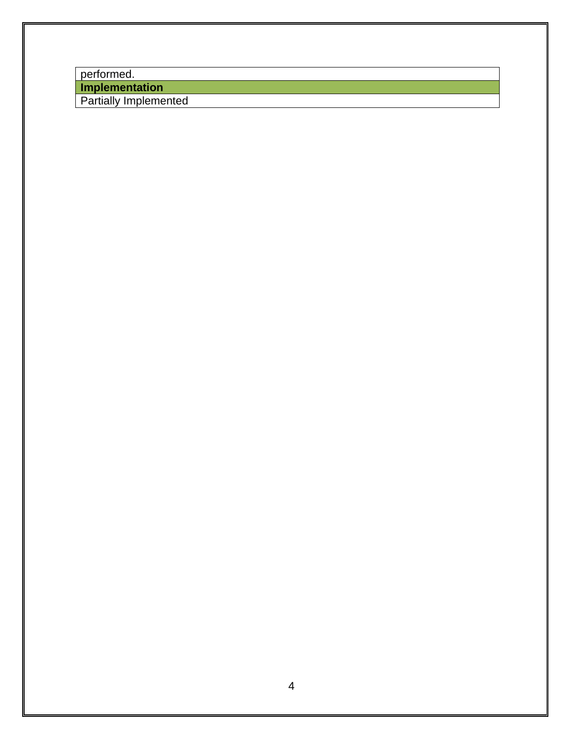| performed. |
| --- |
| **Implementation** |
| Partially Implemented |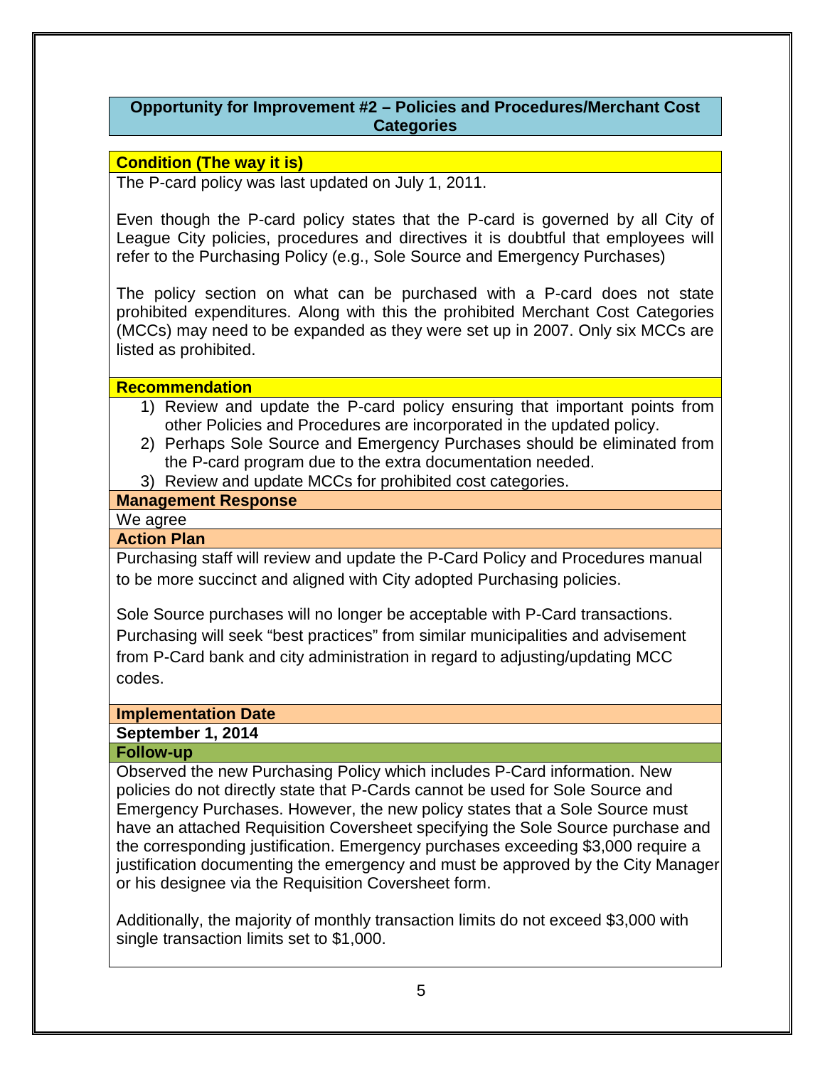## Opportunity for Improvement #2 – Policies and Procedures/Merchant Cost Categories

### Condition (The way it is)

The P-card policy was last updated on July 1, 2011.

Even though the P-card policy states that the P-card is governed by all City of League City policies, procedures and directives it is doubtful that employees will refer to the Purchasing Policy (e.g., Sole Source and Emergency Purchases)

The policy section on what can be purchased with a P-card does not state prohibited expenditures. Along with this the prohibited Merchant Cost Categories (MCCs) may need to be expanded as they were set up in 2007. Only six MCCs are listed as prohibited.

### Recommendation

1) Review and update the P-card policy ensuring that important points from other Policies and Procedures are incorporated in the updated policy.
2) Perhaps Sole Source and Emergency Purchases should be eliminated from the P-card program due to the extra documentation needed.
3) Review and update MCCs for prohibited cost categories.

### Management Response

We agree

### Action Plan

Purchasing staff will review and update the P-Card Policy and Procedures manual to be more succinct and aligned with City adopted Purchasing policies.

Sole Source purchases will no longer be acceptable with P-Card transactions. Purchasing will seek “best practices” from similar municipalities and advisement from P-Card bank and city administration in regard to adjusting/updating MCC codes.

### Implementation Date

**September 1, 2014**

### Follow-up

Observed the new Purchasing Policy which includes P-Card information. New policies do not directly state that P-Cards cannot be used for Sole Source and Emergency Purchases. However, the new policy states that a Sole Source must have an attached Requisition Coversheet specifying the Sole Source purchase and the corresponding justification. Emergency purchases exceeding $3,000 require a justification documenting the emergency and must be approved by the City Manager or his designee via the Requisition Coversheet form.

Additionally, the majority of monthly transaction limits do not exceed $3,000 with single transaction limits set to $1,000.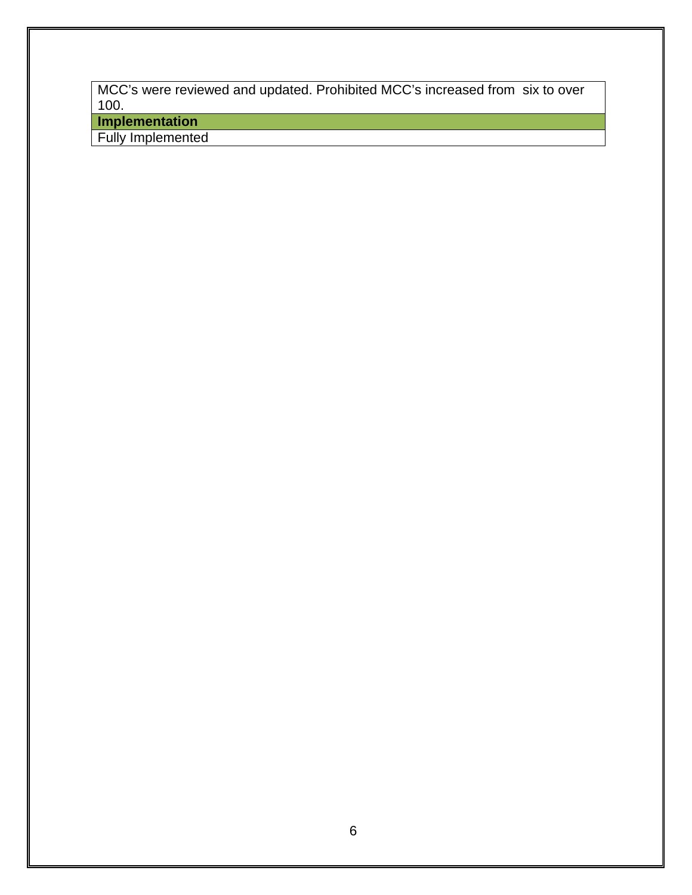| MCC's were reviewed and updated. Prohibited MCC's increased from six to over 100. |
| --- |
| **Implementation** |
| Fully Implemented |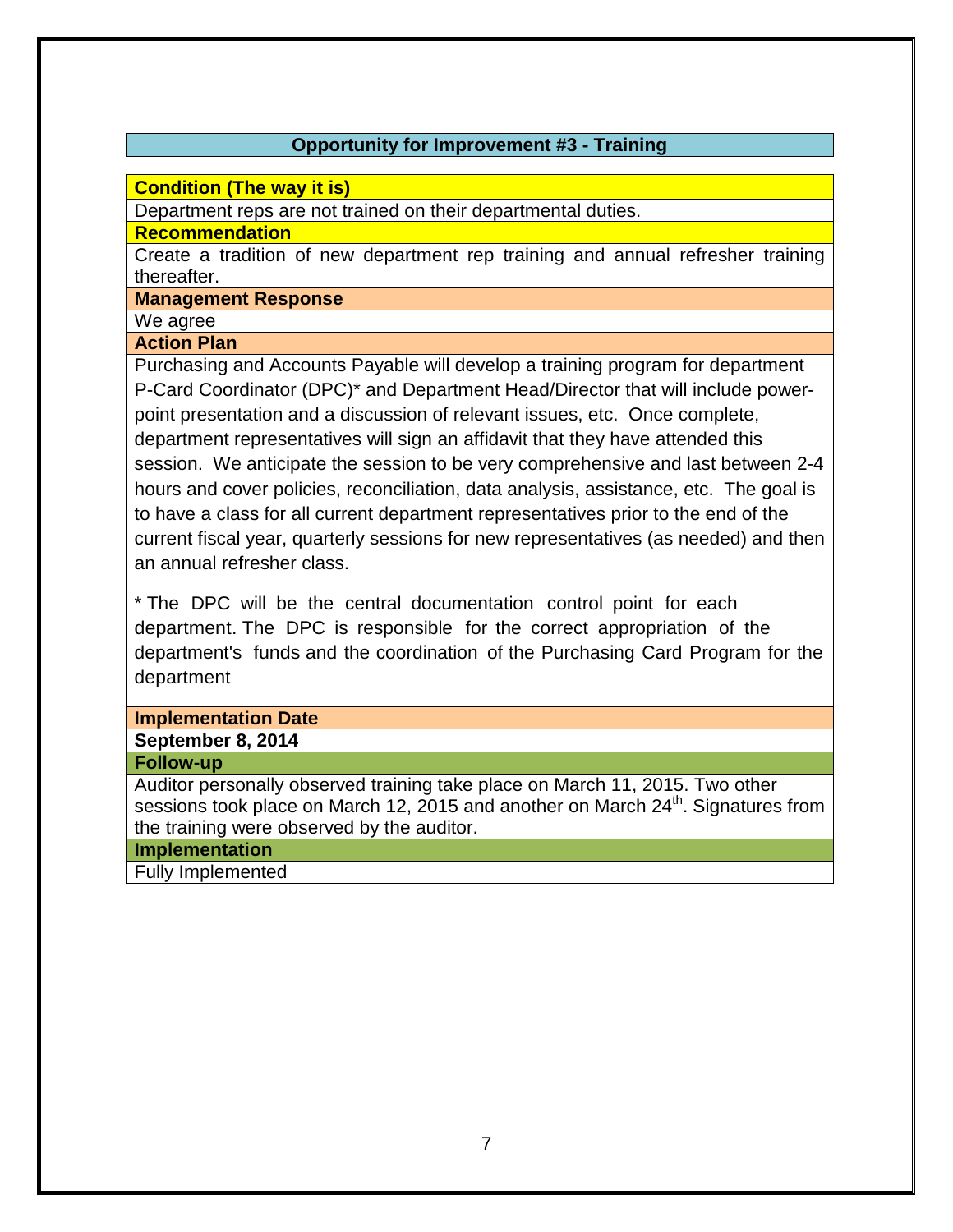## Opportunity for Improvement #3 - Training

**Condition (The way it is)**

Department reps are not trained on their departmental duties.

**Recommendation**

Create a tradition of new department rep training and annual refresher training thereafter.

**Management Response**

We agree

**Action Plan**

Purchasing and Accounts Payable will develop a training program for department P-Card Coordinator (DPC)* and Department Head/Director that will include power-point presentation and a discussion of relevant issues, etc. Once complete, department representatives will sign an affidavit that they have attended this session. We anticipate the session to be very comprehensive and last between 2-4 hours and cover policies, reconciliation, data analysis, assistance, etc. The goal is to have a class for all current department representatives prior to the end of the current fiscal year, quarterly sessions for new representatives (as needed) and then an annual refresher class.

* The DPC will be the central documentation control point for each department. The DPC is responsible for the correct appropriation of the department's funds and the coordination of the Purchasing Card Program for the department

**Implementation Date**

**September 8, 2014**

**Follow-up**

Auditor personally observed training take place on March 11, 2015. Two other sessions took place on March 12, 2015 and another on March 24th. Signatures from the training were observed by the auditor.

**Implementation**

Fully Implemented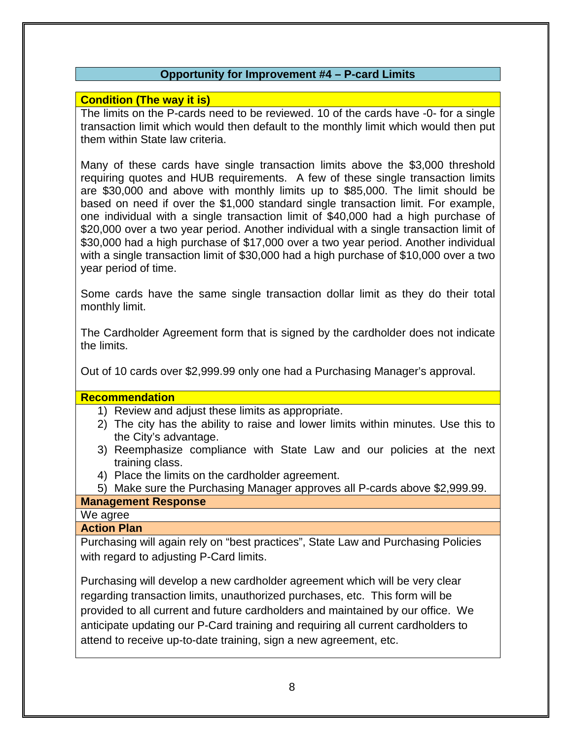## Opportunity for Improvement #4 – P-card Limits

### Condition (The way it is)

The limits on the P-cards need to be reviewed. 10 of the cards have -0- for a single transaction limit which would then default to the monthly limit which would then put them within State law criteria.

Many of these cards have single transaction limits above the $3,000 threshold requiring quotes and HUB requirements. A few of these single transaction limits are $30,000 and above with monthly limits up to $85,000. The limit should be based on need if over the $1,000 standard single transaction limit. For example, one individual with a single transaction limit of $40,000 had a high purchase of $20,000 over a two year period. Another individual with a single transaction limit of $30,000 had a high purchase of $17,000 over a two year period. Another individual with a single transaction limit of $30,000 had a high purchase of $10,000 over a two year period of time.

Some cards have the same single transaction dollar limit as they do their total monthly limit.

The Cardholder Agreement form that is signed by the cardholder does not indicate the limits.

Out of 10 cards over $2,999.99 only one had a Purchasing Manager's approval.

### Recommendation

1) Review and adjust these limits as appropriate.
2) The city has the ability to raise and lower limits within minutes. Use this to the City's advantage.
3) Reemphasize compliance with State Law and our policies at the next training class.
4) Place the limits on the cardholder agreement.
5) Make sure the Purchasing Manager approves all P-cards above $2,999.99.

### Management Response

We agree

### Action Plan

Purchasing will again rely on "best practices", State Law and Purchasing Policies with regard to adjusting P-Card limits.

Purchasing will develop a new cardholder agreement which will be very clear regarding transaction limits, unauthorized purchases, etc. This form will be provided to all current and future cardholders and maintained by our office. We anticipate updating our P-Card training and requiring all current cardholders to attend to receive up-to-date training, sign a new agreement, etc.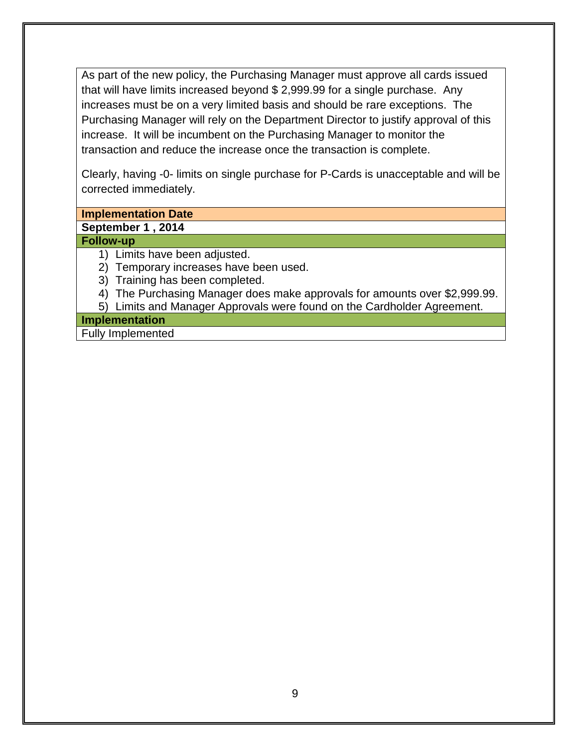As part of the new policy, the Purchasing Manager must approve all cards issued that will have limits increased beyond $ 2,999.99 for a single purchase. Any increases must be on a very limited basis and should be rare exceptions. The Purchasing Manager will rely on the Department Director to justify approval of this increase. It will be incumbent on the Purchasing Manager to monitor the transaction and reduce the increase once the transaction is complete.

Clearly, having -0- limits on single purchase for P-Cards is unacceptable and will be corrected immediately.

**Implementation Date**

**September 1 , 2014**

**Follow-up**

1) Limits have been adjusted.
2) Temporary increases have been used.
3) Training has been completed.
4) The Purchasing Manager does make approvals for amounts over $2,999.99.
5) Limits and Manager Approvals were found on the Cardholder Agreement.

**Implementation**

Fully Implemented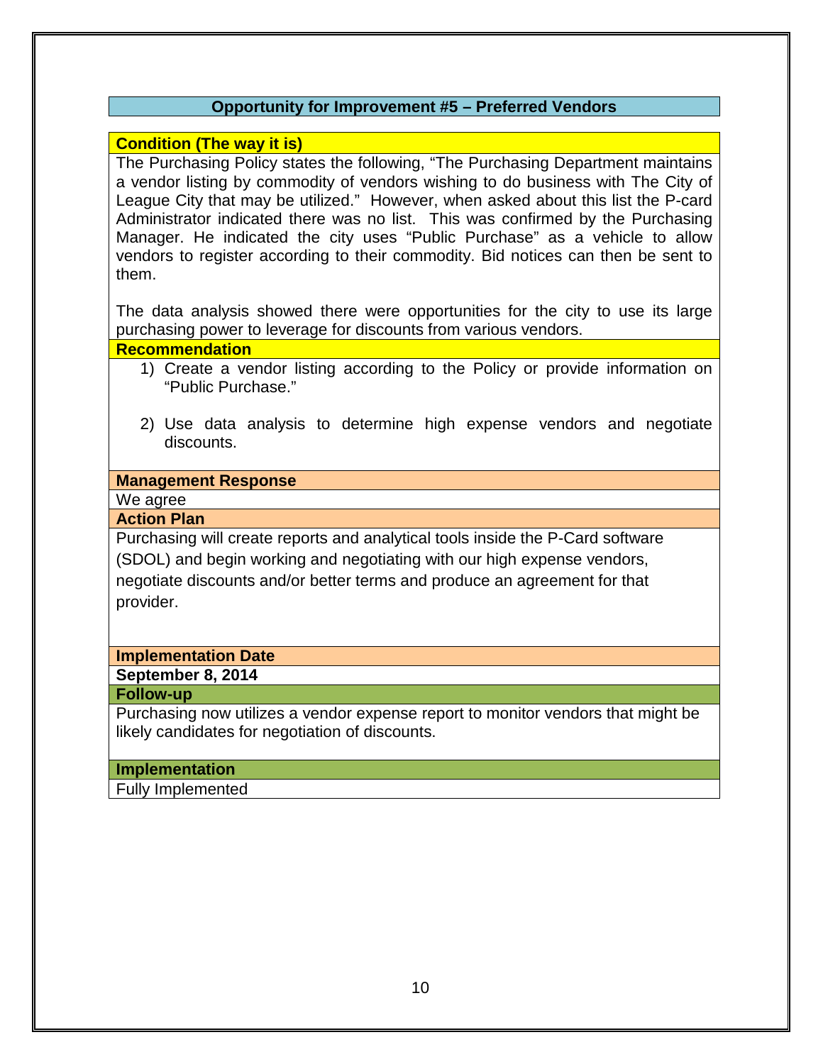## Opportunity for Improvement #5 – Preferred Vendors

**Condition (The way it is)**

The Purchasing Policy states the following, "The Purchasing Department maintains a vendor listing by commodity of vendors wishing to do business with The City of League City that may be utilized." However, when asked about this list the P-card Administrator indicated there was no list. This was confirmed by the Purchasing Manager. He indicated the city uses "Public Purchase" as a vehicle to allow vendors to register according to their commodity. Bid notices can then be sent to them.

The data analysis showed there were opportunities for the city to use its large purchasing power to leverage for discounts from various vendors.

**Recommendation**

1) Create a vendor listing according to the Policy or provide information on "Public Purchase."
2) Use data analysis to determine high expense vendors and negotiate discounts.

**Management Response**

We agree

**Action Plan**

Purchasing will create reports and analytical tools inside the P-Card software (SDOL) and begin working and negotiating with our high expense vendors, negotiate discounts and/or better terms and produce an agreement for that provider.

**Implementation Date**

**September 8, 2014**

**Follow-up**

Purchasing now utilizes a vendor expense report to monitor vendors that might be likely candidates for negotiation of discounts.

**Implementation**

Fully Implemented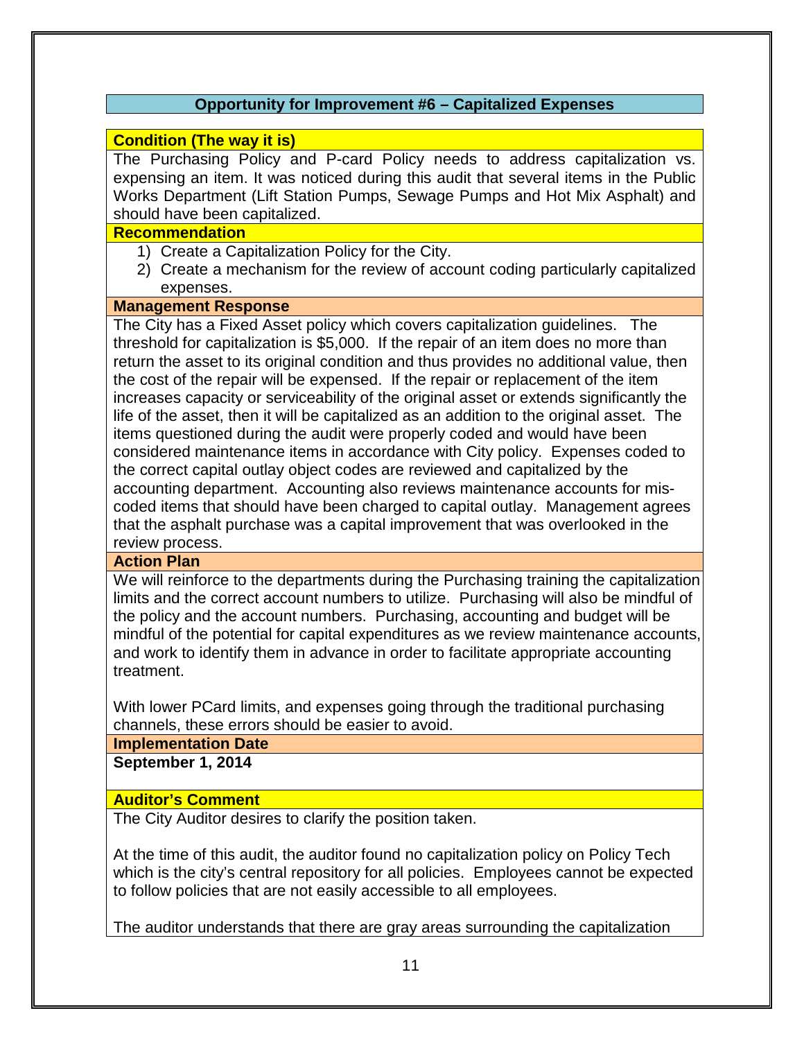## Opportunity for Improvement #6 – Capitalized Expenses

**Condition (The way it is)**

The Purchasing Policy and P-card Policy needs to address capitalization vs. expensing an item. It was noticed during this audit that several items in the Public Works Department (Lift Station Pumps, Sewage Pumps and Hot Mix Asphalt) and should have been capitalized.

**Recommendation**

1) Create a Capitalization Policy for the City.
2) Create a mechanism for the review of account coding particularly capitalized expenses.

**Management Response**

The City has a Fixed Asset policy which covers capitalization guidelines. The threshold for capitalization is $5,000. If the repair of an item does no more than return the asset to its original condition and thus provides no additional value, then the cost of the repair will be expensed. If the repair or replacement of the item increases capacity or serviceability of the original asset or extends significantly the life of the asset, then it will be capitalized as an addition to the original asset. The items questioned during the audit were properly coded and would have been considered maintenance items in accordance with City policy. Expenses coded to the correct capital outlay object codes are reviewed and capitalized by the accounting department. Accounting also reviews maintenance accounts for mis-coded items that should have been charged to capital outlay. Management agrees that the asphalt purchase was a capital improvement that was overlooked in the review process.

**Action Plan**

We will reinforce to the departments during the Purchasing training the capitalization limits and the correct account numbers to utilize. Purchasing will also be mindful of the policy and the account numbers. Purchasing, accounting and budget will be mindful of the potential for capital expenditures as we review maintenance accounts, and work to identify them in advance in order to facilitate appropriate accounting treatment.

With lower PCard limits, and expenses going through the traditional purchasing channels, these errors should be easier to avoid.

**Implementation Date**

**September 1, 2014**

**Auditor's Comment**

The City Auditor desires to clarify the position taken.

At the time of this audit, the auditor found no capitalization policy on Policy Tech which is the city's central repository for all policies. Employees cannot be expected to follow policies that are not easily accessible to all employees.

The auditor understands that there are gray areas surrounding the capitalization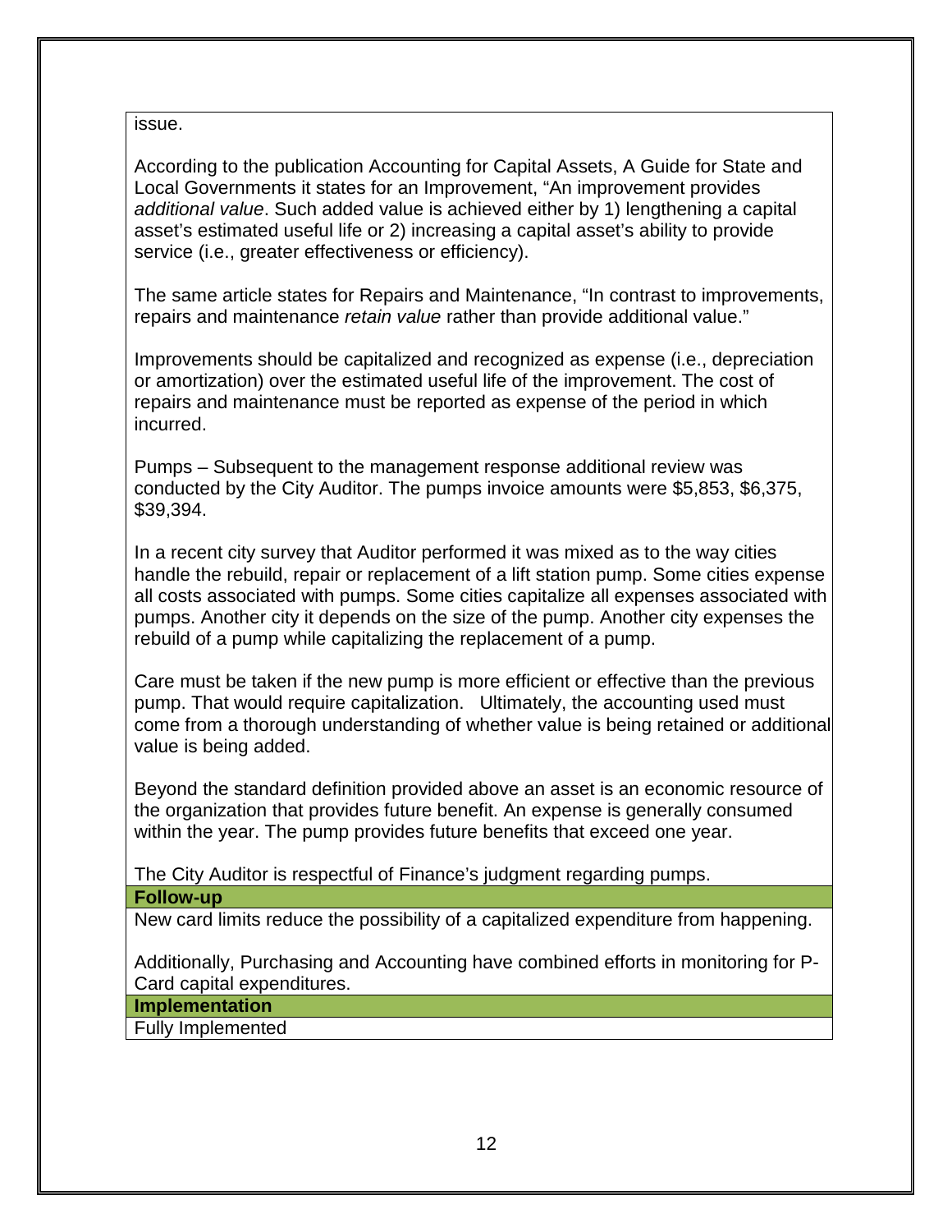issue.

According to the publication Accounting for Capital Assets, A Guide for State and Local Governments it states for an Improvement, "An improvement provides *additional value*. Such added value is achieved either by 1) lengthening a capital asset's estimated useful life or 2) increasing a capital asset's ability to provide service (i.e., greater effectiveness or efficiency).

The same article states for Repairs and Maintenance, "In contrast to improvements, repairs and maintenance *retain value* rather than provide additional value."

Improvements should be capitalized and recognized as expense (i.e., depreciation or amortization) over the estimated useful life of the improvement. The cost of repairs and maintenance must be reported as expense of the period in which incurred.

Pumps – Subsequent to the management response additional review was conducted by the City Auditor. The pumps invoice amounts were $5,853, $6,375, $39,394.

In a recent city survey that Auditor performed it was mixed as to the way cities handle the rebuild, repair or replacement of a lift station pump. Some cities expense all costs associated with pumps. Some cities capitalize all expenses associated with pumps. Another city it depends on the size of the pump. Another city expenses the rebuild of a pump while capitalizing the replacement of a pump.

Care must be taken if the new pump is more efficient or effective than the previous pump. That would require capitalization. Ultimately, the accounting used must come from a thorough understanding of whether value is being retained or additional value is being added.

Beyond the standard definition provided above an asset is an economic resource of the organization that provides future benefit. An expense is generally consumed within the year. The pump provides future benefits that exceed one year.

The City Auditor is respectful of Finance's judgment regarding pumps.

**Follow-up**

New card limits reduce the possibility of a capitalized expenditure from happening.

Additionally, Purchasing and Accounting have combined efforts in monitoring for P-Card capital expenditures.

**Implementation**

Fully Implemented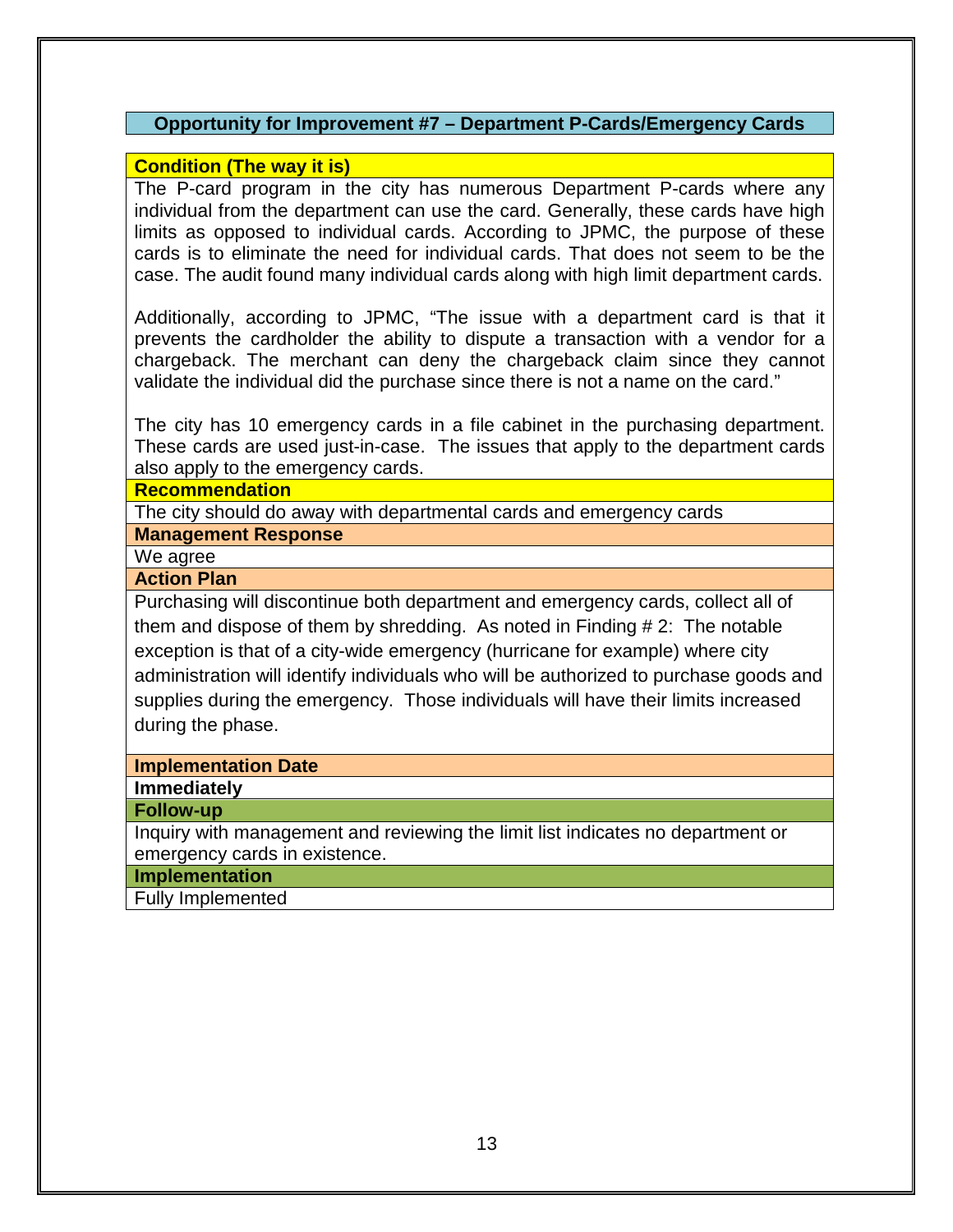## Opportunity for Improvement #7 – Department P-Cards/Emergency Cards

**Condition (The way it is)**

The P-card program in the city has numerous Department P-cards where any individual from the department can use the card. Generally, these cards have high limits as opposed to individual cards. According to JPMC, the purpose of these cards is to eliminate the need for individual cards. That does not seem to be the case. The audit found many individual cards along with high limit department cards.

Additionally, according to JPMC, "The issue with a department card is that it prevents the cardholder the ability to dispute a transaction with a vendor for a chargeback. The merchant can deny the chargeback claim since they cannot validate the individual did the purchase since there is not a name on the card."

The city has 10 emergency cards in a file cabinet in the purchasing department. These cards are used just-in-case. The issues that apply to the department cards also apply to the emergency cards.

**Recommendation**

The city should do away with departmental cards and emergency cards

**Management Response**

We agree

**Action Plan**

Purchasing will discontinue both department and emergency cards, collect all of them and dispose of them by shredding. As noted in Finding # 2: The notable exception is that of a city-wide emergency (hurricane for example) where city administration will identify individuals who will be authorized to purchase goods and supplies during the emergency. Those individuals will have their limits increased during the phase.

**Implementation Date**

**Immediately**

**Follow-up**

Inquiry with management and reviewing the limit list indicates no department or emergency cards in existence.

**Implementation**

Fully Implemented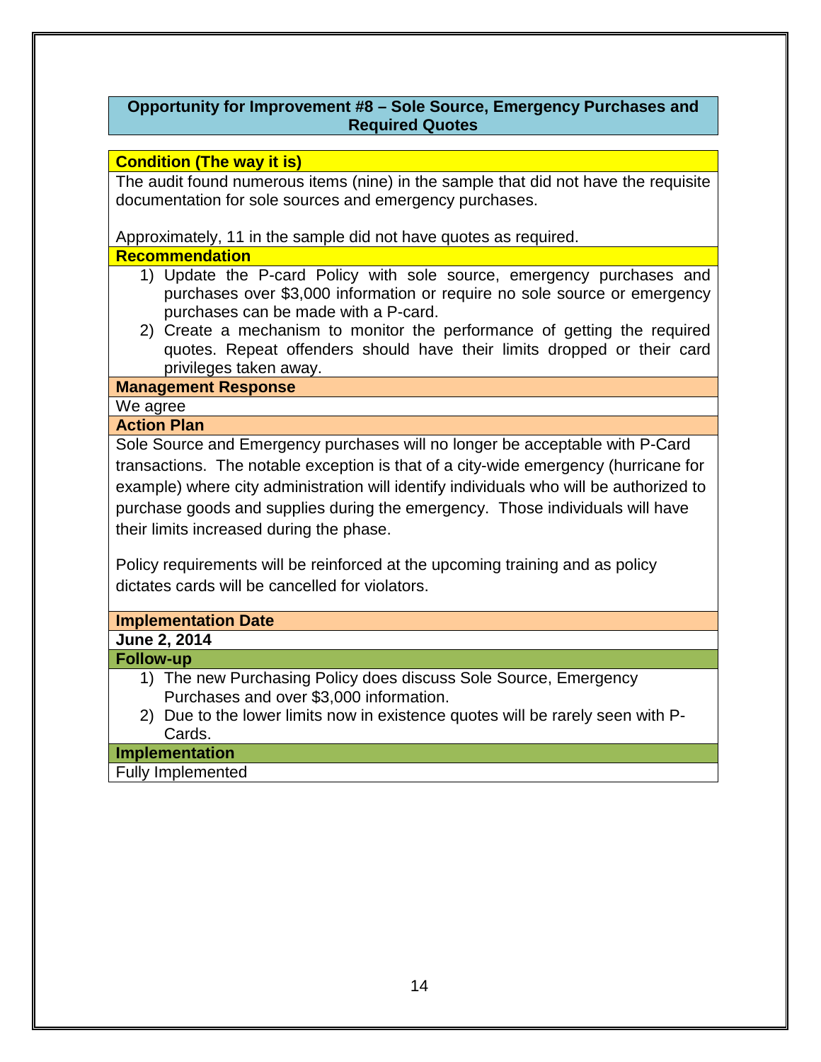## Opportunity for Improvement #8 – Sole Source, Emergency Purchases and Required Quotes

**Condition (The way it is)**

The audit found numerous items (nine) in the sample that did not have the requisite documentation for sole sources and emergency purchases.

Approximately, 11 in the sample did not have quotes as required.

**Recommendation**

1) Update the P-card Policy with sole source, emergency purchases and purchases over $3,000 information or require no sole source or emergency purchases can be made with a P-card.
2) Create a mechanism to monitor the performance of getting the required quotes. Repeat offenders should have their limits dropped or their card privileges taken away.

**Management Response**

We agree

**Action Plan**

Sole Source and Emergency purchases will no longer be acceptable with P-Card transactions. The notable exception is that of a city-wide emergency (hurricane for example) where city administration will identify individuals who will be authorized to purchase goods and supplies during the emergency. Those individuals will have their limits increased during the phase.

Policy requirements will be reinforced at the upcoming training and as policy dictates cards will be cancelled for violators.

**Implementation Date**

**June 2, 2014**

**Follow-up**

1) The new Purchasing Policy does discuss Sole Source, Emergency Purchases and over $3,000 information.
2) Due to the lower limits now in existence quotes will be rarely seen with P-Cards.

**Implementation**

Fully Implemented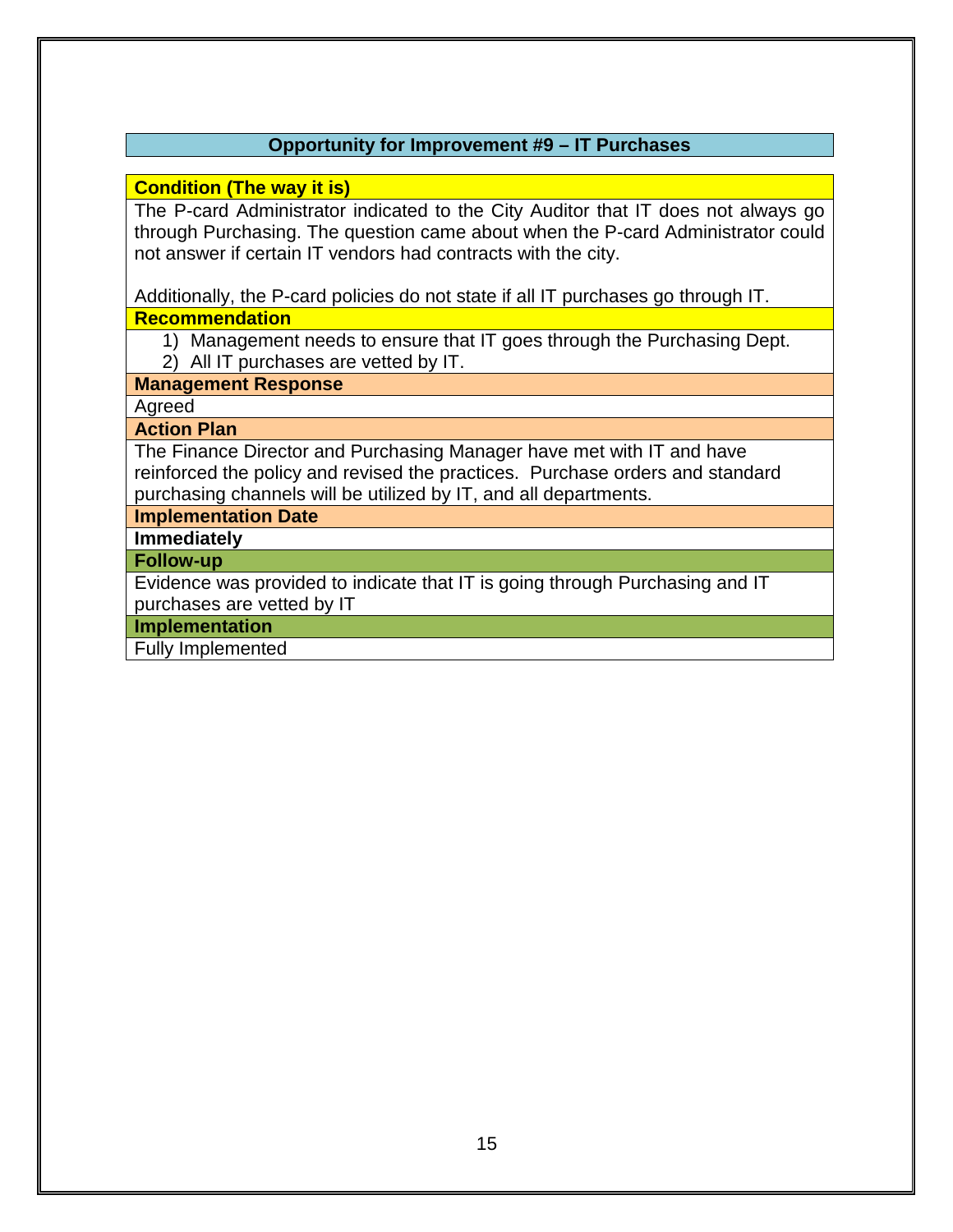## Opportunity for Improvement #9 – IT Purchases

**Condition (The way it is)**

The P-card Administrator indicated to the City Auditor that IT does not always go through Purchasing. The question came about when the P-card Administrator could not answer if certain IT vendors had contracts with the city.

Additionally, the P-card policies do not state if all IT purchases go through IT.

**Recommendation**

1) Management needs to ensure that IT goes through the Purchasing Dept.
2) All IT purchases are vetted by IT.

**Management Response**

Agreed

**Action Plan**

The Finance Director and Purchasing Manager have met with IT and have reinforced the policy and revised the practices. Purchase orders and standard purchasing channels will be utilized by IT, and all departments.

**Implementation Date**

**Immediately**

**Follow-up**

Evidence was provided to indicate that IT is going through Purchasing and IT purchases are vetted by IT

**Implementation**

Fully Implemented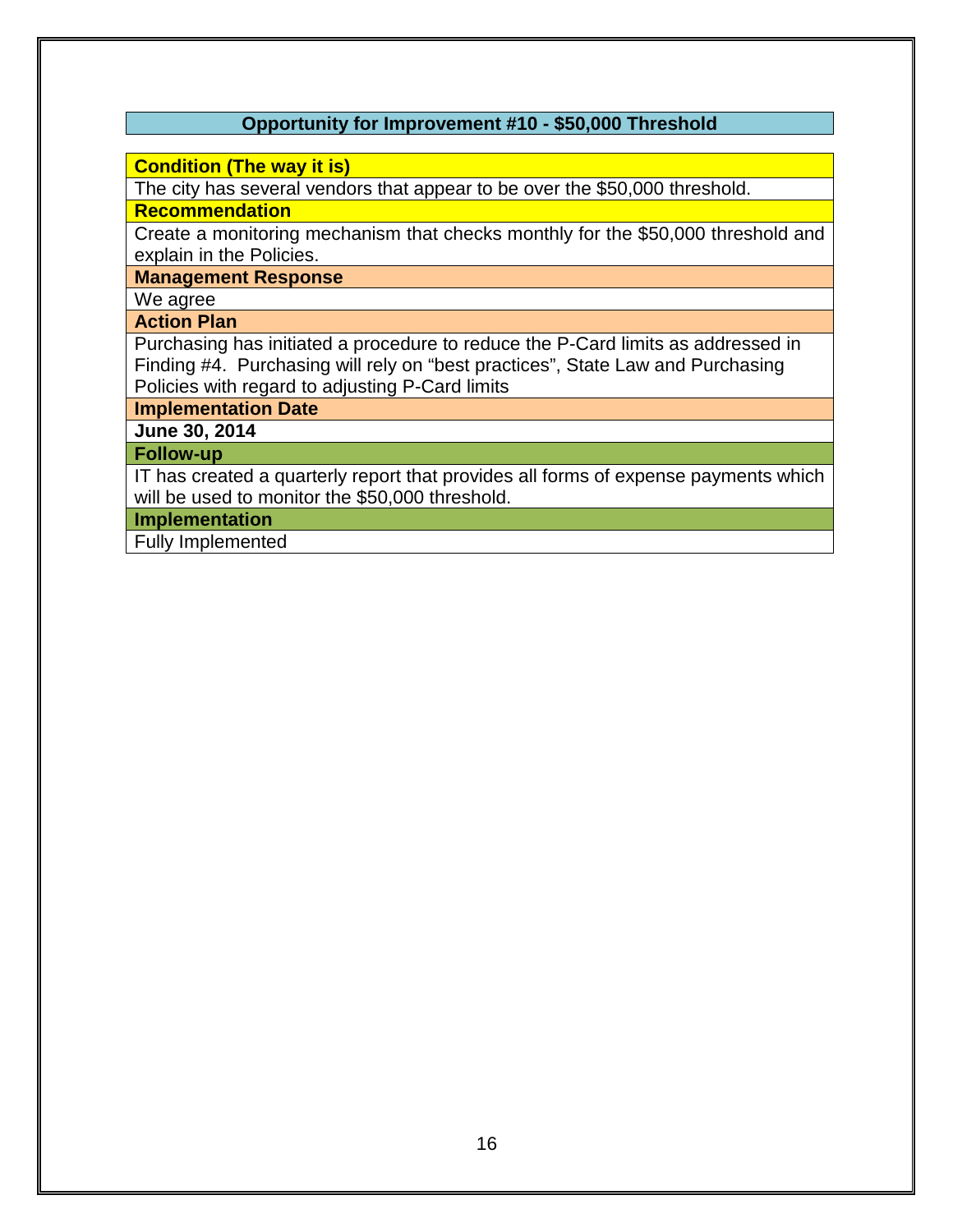## Opportunity for Improvement #10 - $50,000 Threshold

**Condition (The way it is)**

The city has several vendors that appear to be over the $50,000 threshold.

**Recommendation**

Create a monitoring mechanism that checks monthly for the $50,000 threshold and explain in the Policies.

**Management Response**

We agree

**Action Plan**

Purchasing has initiated a procedure to reduce the P-Card limits as addressed in Finding #4. Purchasing will rely on "best practices", State Law and Purchasing Policies with regard to adjusting P-Card limits

**Implementation Date**

**June 30, 2014**

**Follow-up**

IT has created a quarterly report that provides all forms of expense payments which will be used to monitor the $50,000 threshold.

**Implementation**

Fully Implemented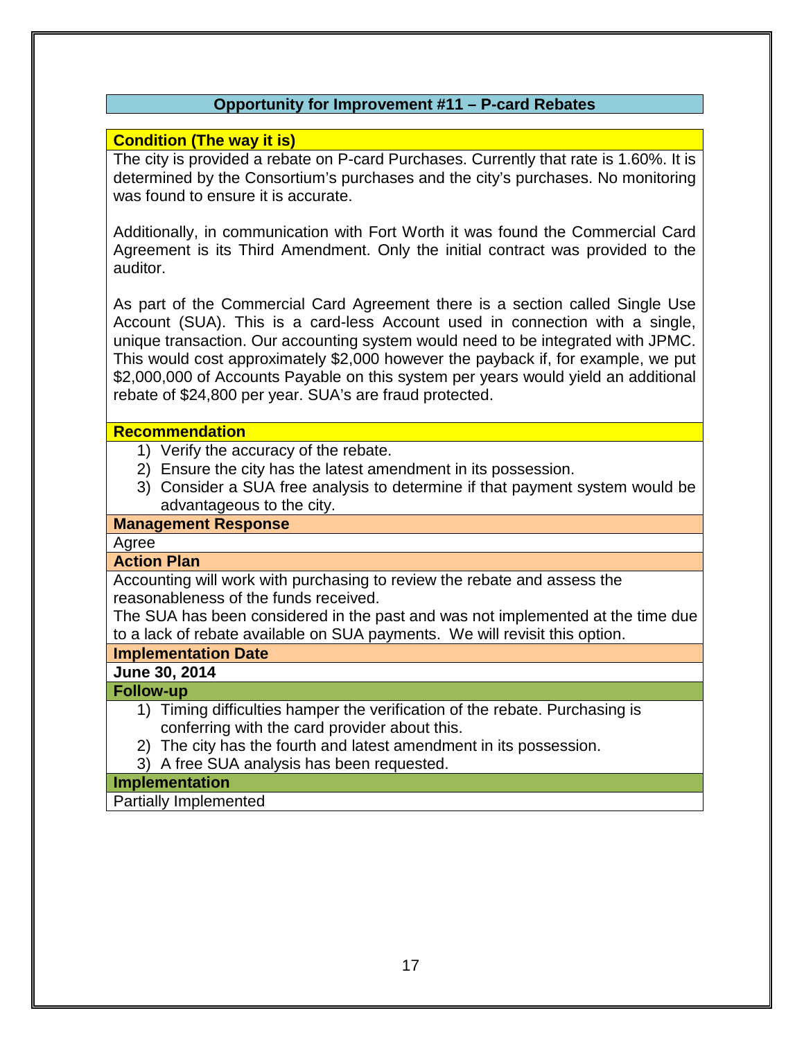## Opportunity for Improvement #11 – P-card Rebates

**Condition (The way it is)**

The city is provided a rebate on P-card Purchases. Currently that rate is 1.60%. It is determined by the Consortium's purchases and the city's purchases. No monitoring was found to ensure it is accurate.

Additionally, in communication with Fort Worth it was found the Commercial Card Agreement is its Third Amendment. Only the initial contract was provided to the auditor.

As part of the Commercial Card Agreement there is a section called Single Use Account (SUA). This is a card-less Account used in connection with a single, unique transaction. Our accounting system would need to be integrated with JPMC. This would cost approximately $2,000 however the payback if, for example, we put $2,000,000 of Accounts Payable on this system per years would yield an additional rebate of $24,800 per year. SUA's are fraud protected.

**Recommendation**

1) Verify the accuracy of the rebate.
2) Ensure the city has the latest amendment in its possession.
3) Consider a SUA free analysis to determine if that payment system would be advantageous to the city.

**Management Response**

Agree

**Action Plan**

Accounting will work with purchasing to review the rebate and assess the reasonableness of the funds received.
The SUA has been considered in the past and was not implemented at the time due to a lack of rebate available on SUA payments. We will revisit this option.

**Implementation Date**

**June 30, 2014**

**Follow-up**

1) Timing difficulties hamper the verification of the rebate. Purchasing is conferring with the card provider about this.
2) The city has the fourth and latest amendment in its possession.
3) A free SUA analysis has been requested.

**Implementation**

Partially Implemented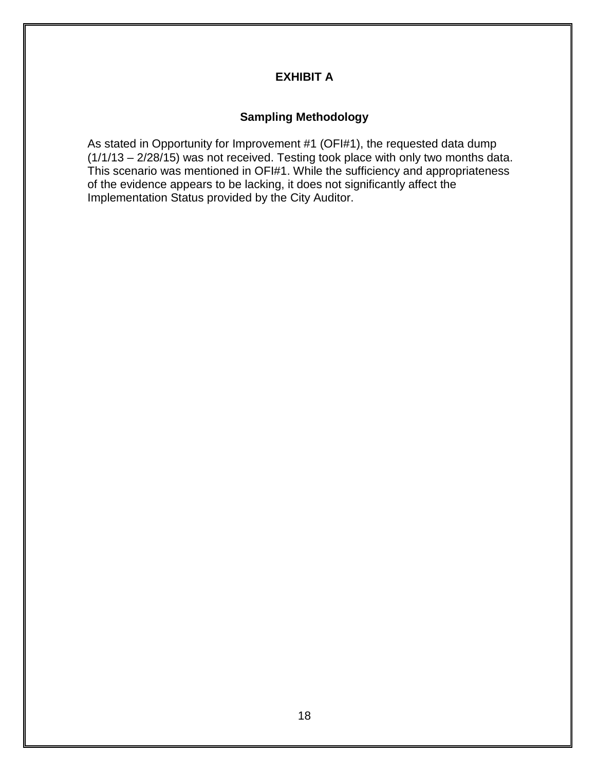# EXHIBIT A

## Sampling Methodology

As stated in Opportunity for Improvement #1 (OFI#1), the requested data dump (1/1/13 – 2/28/15) was not received. Testing took place with only two months data. This scenario was mentioned in OFI#1. While the sufficiency and appropriateness of the evidence appears to be lacking, it does not significantly affect the Implementation Status provided by the City Auditor.